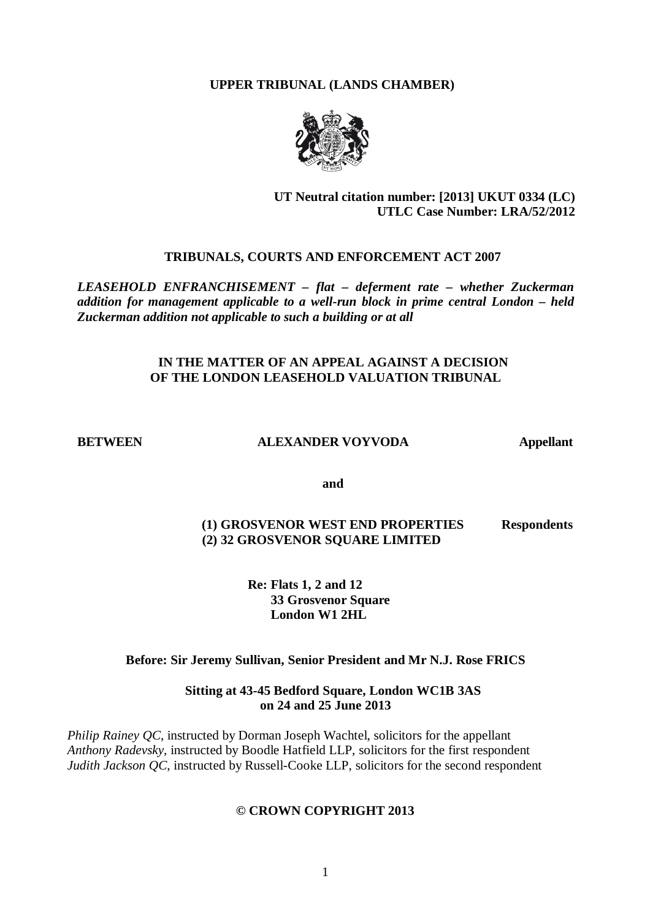**UPPER TRIBUNAL (LANDS CHAMBER)**

**UT Neutral citation number: [2013] UKUT 0334 (LC)**
**UTLC Case Number: LRA/52/2012**

**TRIBUNALS, COURTS AND ENFORCEMENT ACT 2007**

***LEASEHOLD ENFRANCHISEMENT – flat – deferment rate – whether Zuckerman addition for management applicable to a well-run block in prime central London – held Zuckerman addition not applicable to such a building or at all***

**IN THE MATTER OF AN APPEAL AGAINST A DECISION OF THE LONDON LEASEHOLD VALUATION TRIBUNAL**

**BETWEEN** **ALEXANDER VOYVODA** **Appellant**

**and**

**(1) GROSVENOR WEST END PROPERTIES** **Respondents**
**(2) 32 GROSVENOR SQUARE LIMITED**

**Re: Flats 1, 2 and 12**
**33 Grosvenor Square**
**London W1 2HL**

**Before: Sir Jeremy Sullivan, Senior President and Mr N.J. Rose FRICS**

**Sitting at 43-45 Bedford Square, London WC1B 3AS on 24 and 25 June 2013**

*Philip Rainey QC*, instructed by Dorman Joseph Wachtel, solicitors for the appellant
*Anthony Radevsky*, instructed by Boodle Hatfield LLP, solicitors for the first respondent
*Judith Jackson QC*, instructed by Russell-Cooke LLP, solicitors for the second respondent

**© CROWN COPYRIGHT 2013**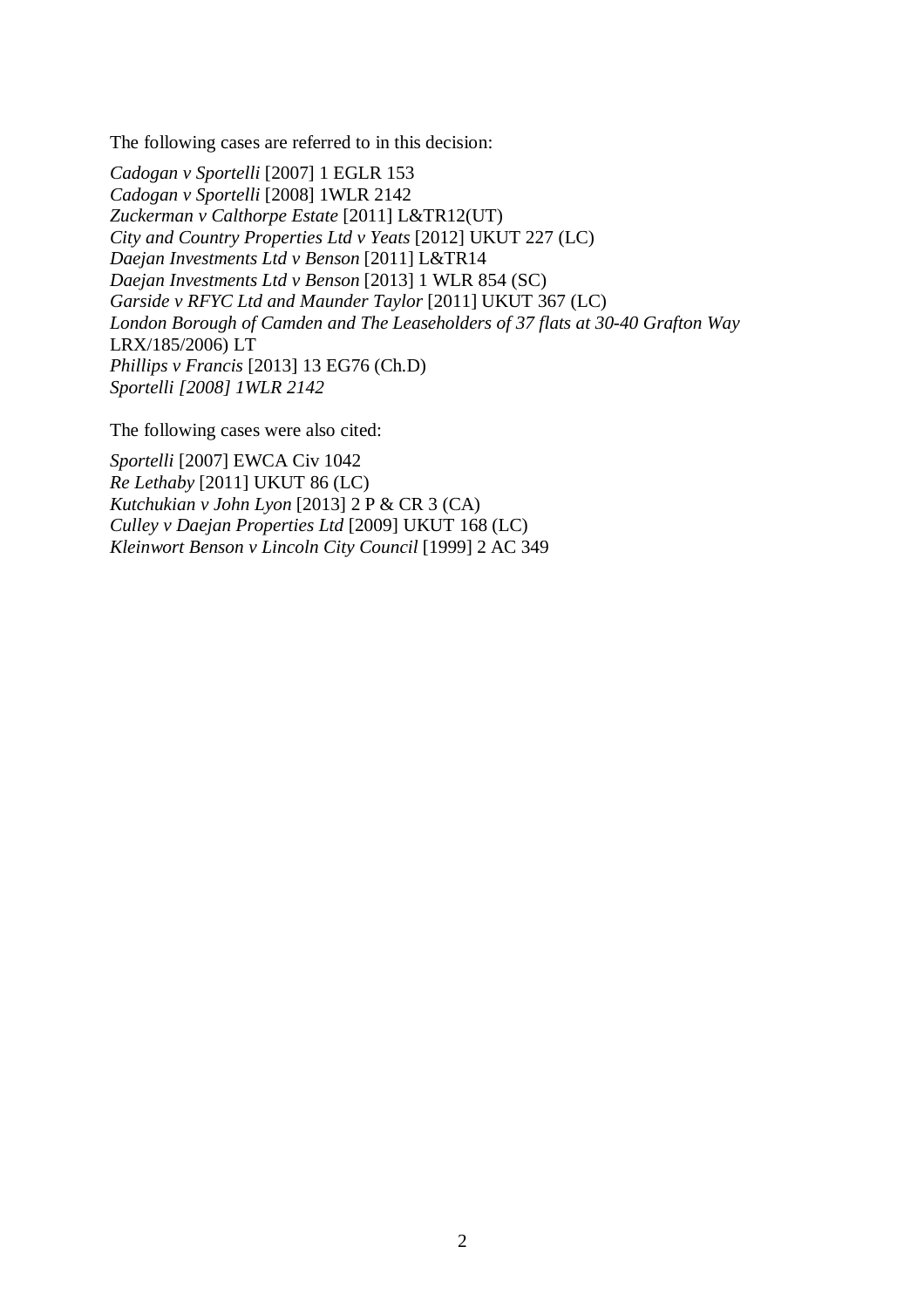The following cases are referred to in this decision:

*Cadogan v Sportelli* [2007] 1 EGLR 153
*Cadogan v Sportelli* [2008] 1WLR 2142
*Zuckerman v Calthorpe Estate* [2011] L&TR12(UT)
*City and Country Properties Ltd v Yeats* [2012] UKUT 227 (LC)
*Daejan Investments Ltd v Benson* [2011] L&TR14
*Daejan Investments Ltd v Benson* [2013] 1 WLR 854 (SC)
*Garside v RFYC Ltd and Maunder Taylor* [2011] UKUT 367 (LC)
*London Borough of Camden and The Leaseholders of 37 flats at 30-40 Grafton Way* LRX/185/2006) LT
*Phillips v Francis* [2013] 13 EG76 (Ch.D)
*Sportelli [2008] 1WLR 2142*

The following cases were also cited:

*Sportelli* [2007] EWCA Civ 1042
*Re Lethaby* [2011] UKUT 86 (LC)
*Kutchukian v John Lyon* [2013] 2 P & CR 3 (CA)
*Culley v Daejan Properties Ltd* [2009] UKUT 168 (LC)
*Kleinwort Benson v Lincoln City Council* [1999] 2 AC 349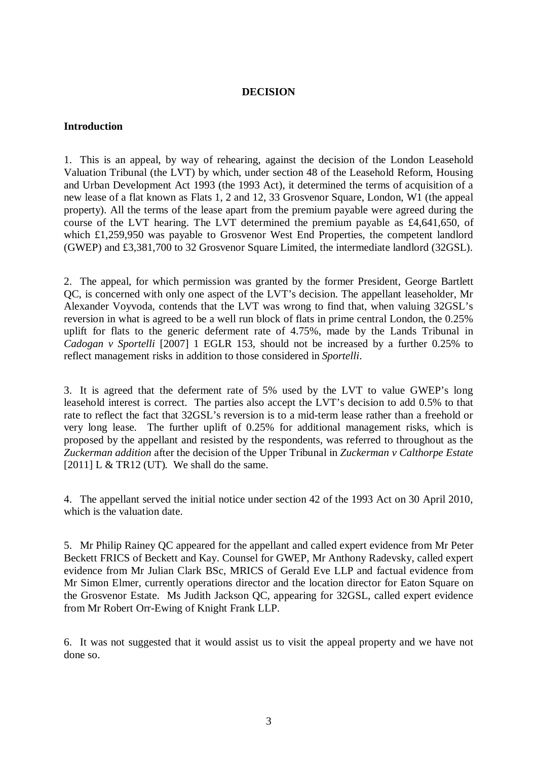## DECISION

### Introduction

1. This is an appeal, by way of rehearing, against the decision of the London Leasehold Valuation Tribunal (the LVT) by which, under section 48 of the Leasehold Reform, Housing and Urban Development Act 1993 (the 1993 Act), it determined the terms of acquisition of a new lease of a flat known as Flats 1, 2 and 12, 33 Grosvenor Square, London, W1 (the appeal property). All the terms of the lease apart from the premium payable were agreed during the course of the LVT hearing. The LVT determined the premium payable as £4,641,650, of which £1,259,950 was payable to Grosvenor West End Properties, the competent landlord (GWEP) and £3,381,700 to 32 Grosvenor Square Limited, the intermediate landlord (32GSL).

2. The appeal, for which permission was granted by the former President, George Bartlett QC, is concerned with only one aspect of the LVT's decision. The appellant leaseholder, Mr Alexander Voyvoda, contends that the LVT was wrong to find that, when valuing 32GSL's reversion in what is agreed to be a well run block of flats in prime central London, the 0.25% uplift for flats to the generic deferment rate of 4.75%, made by the Lands Tribunal in *Cadogan v Sportelli* [2007] 1 EGLR 153, should not be increased by a further 0.25% to reflect management risks in addition to those considered in *Sportelli*.

3. It is agreed that the deferment rate of 5% used by the LVT to value GWEP's long leasehold interest is correct. The parties also accept the LVT's decision to add 0.5% to that rate to reflect the fact that 32GSL's reversion is to a mid-term lease rather than a freehold or very long lease. The further uplift of 0.25% for additional management risks, which is proposed by the appellant and resisted by the respondents, was referred to throughout as the *Zuckerman addition* after the decision of the Upper Tribunal in *Zuckerman v Calthorpe Estate* [2011] L & TR12 (UT). We shall do the same.

4. The appellant served the initial notice under section 42 of the 1993 Act on 30 April 2010, which is the valuation date.

5. Mr Philip Rainey QC appeared for the appellant and called expert evidence from Mr Peter Beckett FRICS of Beckett and Kay. Counsel for GWEP, Mr Anthony Radevsky, called expert evidence from Mr Julian Clark BSc, MRICS of Gerald Eve LLP and factual evidence from Mr Simon Elmer, currently operations director and the location director for Eaton Square on the Grosvenor Estate. Ms Judith Jackson QC, appearing for 32GSL, called expert evidence from Mr Robert Orr-Ewing of Knight Frank LLP.

6. It was not suggested that it would assist us to visit the appeal property and we have not done so.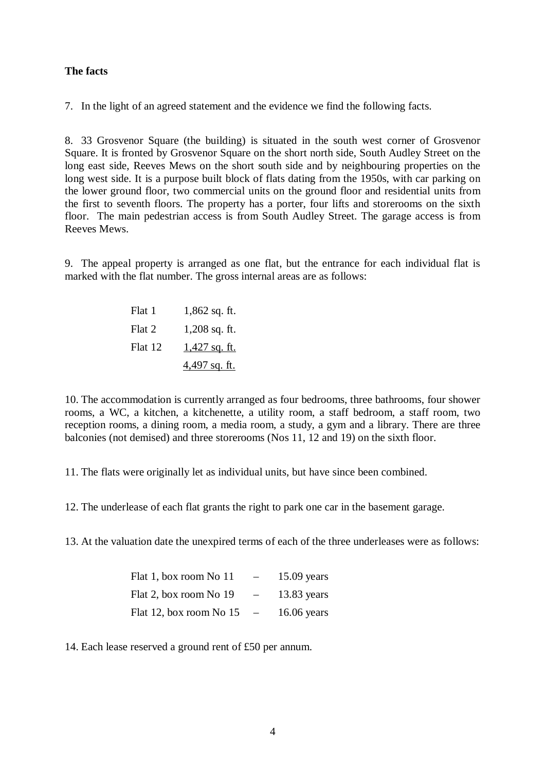**The facts**

7. In the light of an agreed statement and the evidence we find the following facts.

8. 33 Grosvenor Square (the building) is situated in the south west corner of Grosvenor Square. It is fronted by Grosvenor Square on the short north side, South Audley Street on the long east side, Reeves Mews on the short south side and by neighbouring properties on the long west side. It is a purpose built block of flats dating from the 1950s, with car parking on the lower ground floor, two commercial units on the ground floor and residential units from the first to seventh floors. The property has a porter, four lifts and storerooms on the sixth floor. The main pedestrian access is from South Audley Street. The garage access is from Reeves Mews.

9. The appeal property is arranged as one flat, but the entrance for each individual flat is marked with the flat number. The gross internal areas are as follows:

| | |
|---|---|
| Flat 1 | 1,862 sq. ft. |
| Flat 2 | 1,208 sq. ft. |
| Flat 12 | 1,427 sq. ft. |
| | 4,497 sq. ft. |

10. The accommodation is currently arranged as four bedrooms, three bathrooms, four shower rooms, a WC, a kitchen, a kitchenette, a utility room, a staff bedroom, a staff room, two reception rooms, a dining room, a media room, a study, a gym and a library. There are three balconies (not demised) and three storerooms (Nos 11, 12 and 19) on the sixth floor.

11. The flats were originally let as individual units, but have since been combined.

12. The underlease of each flat grants the right to park one car in the basement garage.

13. At the valuation date the unexpired terms of each of the three underleases were as follows:

| | | |
|---|---|---|
| Flat 1, box room No 11 | – | 15.09 years |
| Flat 2, box room No 19 | – | 13.83 years |
| Flat 12, box room No 15 | – | 16.06 years |

14. Each lease reserved a ground rent of £50 per annum.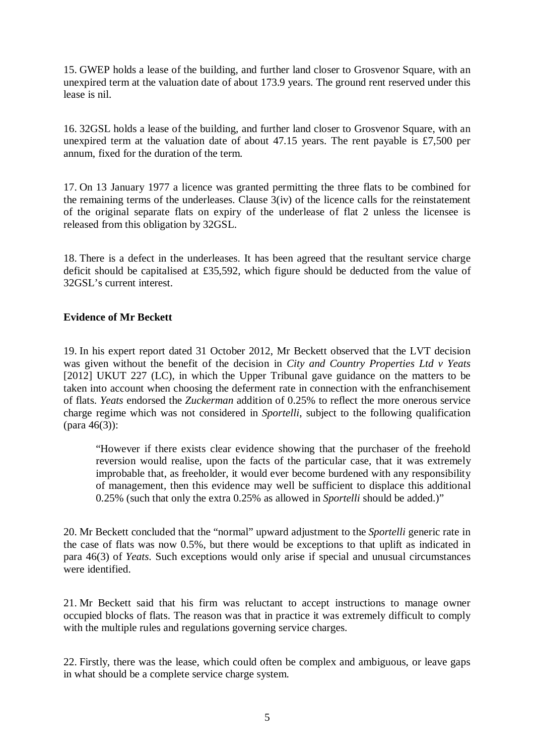15. GWEP holds a lease of the building, and further land closer to Grosvenor Square, with an unexpired term at the valuation date of about 173.9 years. The ground rent reserved under this lease is nil.

16. 32GSL holds a lease of the building, and further land closer to Grosvenor Square, with an unexpired term at the valuation date of about 47.15 years. The rent payable is £7,500 per annum, fixed for the duration of the term.

17. On 13 January 1977 a licence was granted permitting the three flats to be combined for the remaining terms of the underleases. Clause 3(iv) of the licence calls for the reinstatement of the original separate flats on expiry of the underlease of flat 2 unless the licensee is released from this obligation by 32GSL.

18. There is a defect in the underleases. It has been agreed that the resultant service charge deficit should be capitalised at £35,592, which figure should be deducted from the value of 32GSL's current interest.

**Evidence of Mr Beckett**

19. In his expert report dated 31 October 2012, Mr Beckett observed that the LVT decision was given without the benefit of the decision in *City and Country Properties Ltd v Yeats* [2012] UKUT 227 (LC), in which the Upper Tribunal gave guidance on the matters to be taken into account when choosing the deferment rate in connection with the enfranchisement of flats. *Yeats* endorsed the *Zuckerman* addition of 0.25% to reflect the more onerous service charge regime which was not considered in *Sportelli,* subject to the following qualification (para 46(3)):

> "However if there exists clear evidence showing that the purchaser of the freehold reversion would realise, upon the facts of the particular case, that it was extremely improbable that, as freeholder, it would ever become burdened with any responsibility of management, then this evidence may well be sufficient to displace this additional 0.25% (such that only the extra 0.25% as allowed in *Sportelli* should be added.)"

20. Mr Beckett concluded that the "normal" upward adjustment to the *Sportelli* generic rate in the case of flats was now 0.5%, but there would be exceptions to that uplift as indicated in para 46(3) of *Yeats*. Such exceptions would only arise if special and unusual circumstances were identified.

21. Mr Beckett said that his firm was reluctant to accept instructions to manage owner occupied blocks of flats. The reason was that in practice it was extremely difficult to comply with the multiple rules and regulations governing service charges.

22. Firstly, there was the lease, which could often be complex and ambiguous, or leave gaps in what should be a complete service charge system.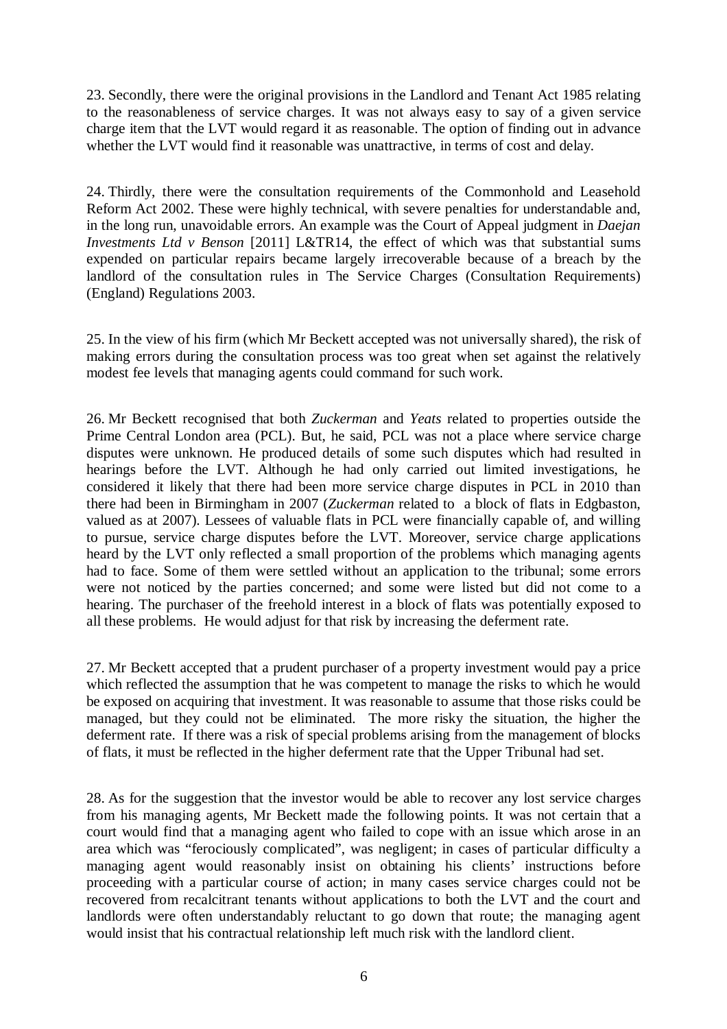23. Secondly, there were the original provisions in the Landlord and Tenant Act 1985 relating to the reasonableness of service charges. It was not always easy to say of a given service charge item that the LVT would regard it as reasonable. The option of finding out in advance whether the LVT would find it reasonable was unattractive, in terms of cost and delay.

24. Thirdly, there were the consultation requirements of the Commonhold and Leasehold Reform Act 2002. These were highly technical, with severe penalties for understandable and, in the long run, unavoidable errors. An example was the Court of Appeal judgment in *Daejan Investments Ltd v Benson* [2011] L&TR14, the effect of which was that substantial sums expended on particular repairs became largely irrecoverable because of a breach by the landlord of the consultation rules in The Service Charges (Consultation Requirements) (England) Regulations 2003.

25. In the view of his firm (which Mr Beckett accepted was not universally shared), the risk of making errors during the consultation process was too great when set against the relatively modest fee levels that managing agents could command for such work.

26. Mr Beckett recognised that both *Zuckerman* and *Yeats* related to properties outside the Prime Central London area (PCL). But, he said, PCL was not a place where service charge disputes were unknown. He produced details of some such disputes which had resulted in hearings before the LVT. Although he had only carried out limited investigations, he considered it likely that there had been more service charge disputes in PCL in 2010 than there had been in Birmingham in 2007 (*Zuckerman* related to a block of flats in Edgbaston, valued as at 2007). Lessees of valuable flats in PCL were financially capable of, and willing to pursue, service charge disputes before the LVT. Moreover, service charge applications heard by the LVT only reflected a small proportion of the problems which managing agents had to face. Some of them were settled without an application to the tribunal; some errors were not noticed by the parties concerned; and some were listed but did not come to a hearing. The purchaser of the freehold interest in a block of flats was potentially exposed to all these problems. He would adjust for that risk by increasing the deferment rate.

27. Mr Beckett accepted that a prudent purchaser of a property investment would pay a price which reflected the assumption that he was competent to manage the risks to which he would be exposed on acquiring that investment. It was reasonable to assume that those risks could be managed, but they could not be eliminated. The more risky the situation, the higher the deferment rate. If there was a risk of special problems arising from the management of blocks of flats, it must be reflected in the higher deferment rate that the Upper Tribunal had set.

28. As for the suggestion that the investor would be able to recover any lost service charges from his managing agents, Mr Beckett made the following points. It was not certain that a court would find that a managing agent who failed to cope with an issue which arose in an area which was "ferociously complicated", was negligent; in cases of particular difficulty a managing agent would reasonably insist on obtaining his clients' instructions before proceeding with a particular course of action; in many cases service charges could not be recovered from recalcitrant tenants without applications to both the LVT and the court and landlords were often understandably reluctant to go down that route; the managing agent would insist that his contractual relationship left much risk with the landlord client.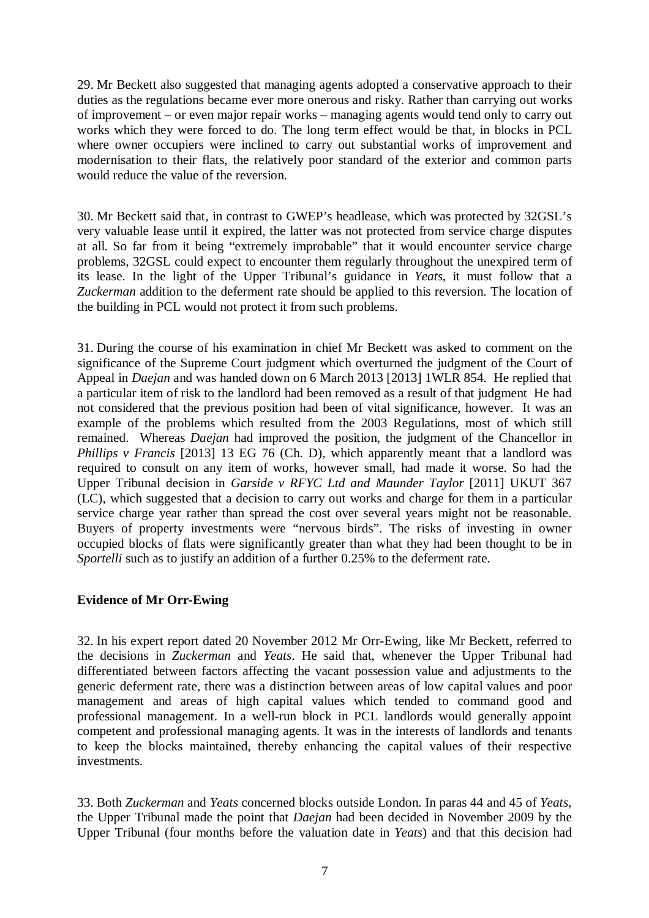29. Mr Beckett also suggested that managing agents adopted a conservative approach to their duties as the regulations became ever more onerous and risky. Rather than carrying out works of improvement – or even major repair works – managing agents would tend only to carry out works which they were forced to do. The long term effect would be that, in blocks in PCL where owner occupiers were inclined to carry out substantial works of improvement and modernisation to their flats, the relatively poor standard of the exterior and common parts would reduce the value of the reversion.

30. Mr Beckett said that, in contrast to GWEP's headlease, which was protected by 32GSL's very valuable lease until it expired, the latter was not protected from service charge disputes at all. So far from it being "extremely improbable" that it would encounter service charge problems, 32GSL could expect to encounter them regularly throughout the unexpired term of its lease. In the light of the Upper Tribunal's guidance in *Yeats*, it must follow that a *Zuckerman* addition to the deferment rate should be applied to this reversion. The location of the building in PCL would not protect it from such problems.

31. During the course of his examination in chief Mr Beckett was asked to comment on the significance of the Supreme Court judgment which overturned the judgment of the Court of Appeal in *Daejan* and was handed down on 6 March 2013 [2013] 1WLR 854. He replied that a particular item of risk to the landlord had been removed as a result of that judgment He had not considered that the previous position had been of vital significance, however. It was an example of the problems which resulted from the 2003 Regulations, most of which still remained. Whereas *Daejan* had improved the position, the judgment of the Chancellor in *Phillips v Francis* [2013] 13 EG 76 (Ch. D), which apparently meant that a landlord was required to consult on any item of works, however small, had made it worse. So had the Upper Tribunal decision in *Garside v RFYC Ltd and Maunder Taylor* [2011] UKUT 367 (LC), which suggested that a decision to carry out works and charge for them in a particular service charge year rather than spread the cost over several years might not be reasonable. Buyers of property investments were "nervous birds". The risks of investing in owner occupied blocks of flats were significantly greater than what they had been thought to be in *Sportelli* such as to justify an addition of a further 0.25% to the deferment rate.

**Evidence of Mr Orr-Ewing**

32. In his expert report dated 20 November 2012 Mr Orr-Ewing, like Mr Beckett, referred to the decisions in *Zuckerman* and *Yeats*. He said that, whenever the Upper Tribunal had differentiated between factors affecting the vacant possession value and adjustments to the generic deferment rate, there was a distinction between areas of low capital values and poor management and areas of high capital values which tended to command good and professional management. In a well-run block in PCL landlords would generally appoint competent and professional managing agents. It was in the interests of landlords and tenants to keep the blocks maintained, thereby enhancing the capital values of their respective investments.

33. Both *Zuckerman* and *Yeats* concerned blocks outside London. In paras 44 and 45 of *Yeats*, the Upper Tribunal made the point that *Daejan* had been decided in November 2009 by the Upper Tribunal (four months before the valuation date in *Yeats*) and that this decision had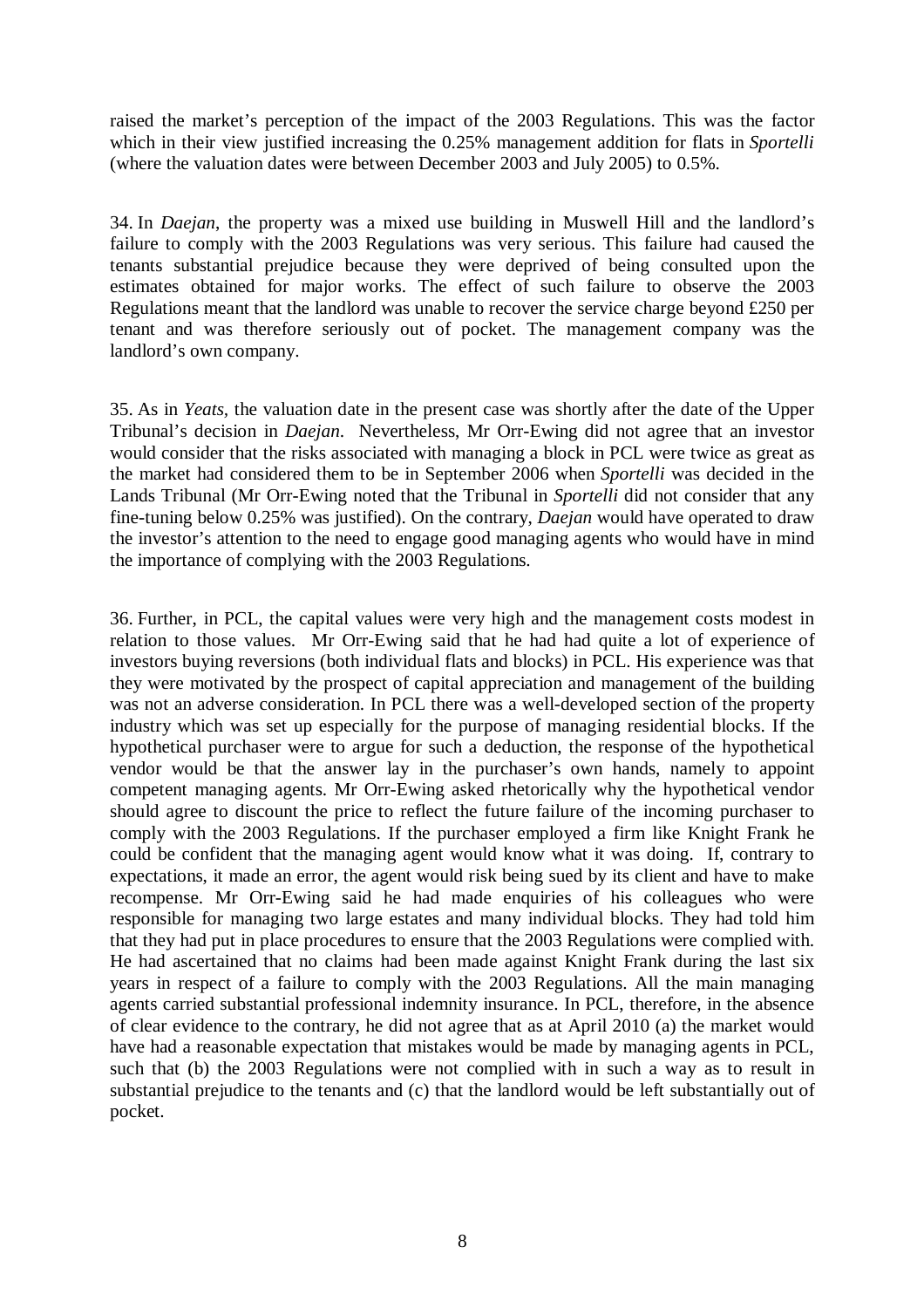raised the market's perception of the impact of the 2003 Regulations. This was the factor which in their view justified increasing the 0.25% management addition for flats in *Sportelli* (where the valuation dates were between December 2003 and July 2005) to 0.5%.

34. In *Daejan*, the property was a mixed use building in Muswell Hill and the landlord's failure to comply with the 2003 Regulations was very serious. This failure had caused the tenants substantial prejudice because they were deprived of being consulted upon the estimates obtained for major works. The effect of such failure to observe the 2003 Regulations meant that the landlord was unable to recover the service charge beyond £250 per tenant and was therefore seriously out of pocket. The management company was the landlord's own company.

35. As in *Yeats*, the valuation date in the present case was shortly after the date of the Upper Tribunal's decision in *Daejan*. Nevertheless, Mr Orr-Ewing did not agree that an investor would consider that the risks associated with managing a block in PCL were twice as great as the market had considered them to be in September 2006 when *Sportelli* was decided in the Lands Tribunal (Mr Orr-Ewing noted that the Tribunal in *Sportelli* did not consider that any fine-tuning below 0.25% was justified). On the contrary, *Daejan* would have operated to draw the investor's attention to the need to engage good managing agents who would have in mind the importance of complying with the 2003 Regulations.

36. Further, in PCL, the capital values were very high and the management costs modest in relation to those values. Mr Orr-Ewing said that he had had quite a lot of experience of investors buying reversions (both individual flats and blocks) in PCL. His experience was that they were motivated by the prospect of capital appreciation and management of the building was not an adverse consideration. In PCL there was a well-developed section of the property industry which was set up especially for the purpose of managing residential blocks. If the hypothetical purchaser were to argue for such a deduction, the response of the hypothetical vendor would be that the answer lay in the purchaser's own hands, namely to appoint competent managing agents. Mr Orr-Ewing asked rhetorically why the hypothetical vendor should agree to discount the price to reflect the future failure of the incoming purchaser to comply with the 2003 Regulations. If the purchaser employed a firm like Knight Frank he could be confident that the managing agent would know what it was doing. If, contrary to expectations, it made an error, the agent would risk being sued by its client and have to make recompense. Mr Orr-Ewing said he had made enquiries of his colleagues who were responsible for managing two large estates and many individual blocks. They had told him that they had put in place procedures to ensure that the 2003 Regulations were complied with. He had ascertained that no claims had been made against Knight Frank during the last six years in respect of a failure to comply with the 2003 Regulations. All the main managing agents carried substantial professional indemnity insurance. In PCL, therefore, in the absence of clear evidence to the contrary, he did not agree that as at April 2010 (a) the market would have had a reasonable expectation that mistakes would be made by managing agents in PCL, such that (b) the 2003 Regulations were not complied with in such a way as to result in substantial prejudice to the tenants and (c) that the landlord would be left substantially out of pocket.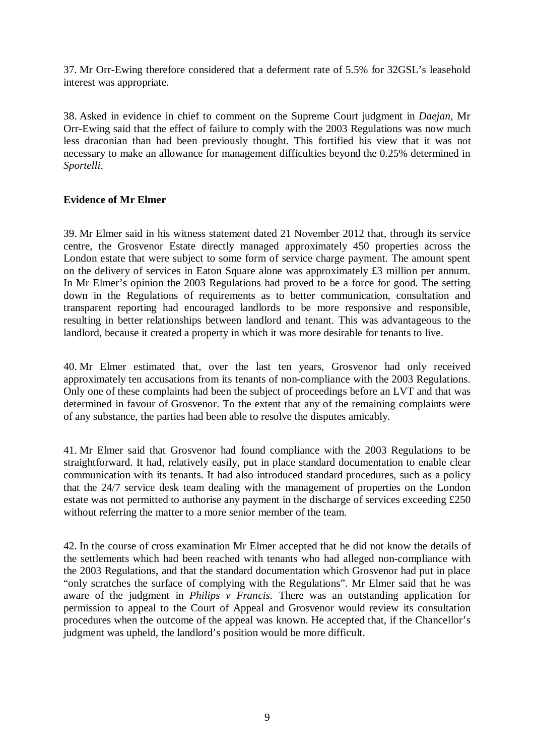37. Mr Orr-Ewing therefore considered that a deferment rate of 5.5% for 32GSL's leasehold interest was appropriate.

38. Asked in evidence in chief to comment on the Supreme Court judgment in *Daejan*, Mr Orr-Ewing said that the effect of failure to comply with the 2003 Regulations was now much less draconian than had been previously thought. This fortified his view that it was not necessary to make an allowance for management difficulties beyond the 0.25% determined in *Sportelli*.

**Evidence of Mr Elmer**

39. Mr Elmer said in his witness statement dated 21 November 2012 that, through its service centre, the Grosvenor Estate directly managed approximately 450 properties across the London estate that were subject to some form of service charge payment. The amount spent on the delivery of services in Eaton Square alone was approximately £3 million per annum. In Mr Elmer's opinion the 2003 Regulations had proved to be a force for good. The setting down in the Regulations of requirements as to better communication, consultation and transparent reporting had encouraged landlords to be more responsive and responsible, resulting in better relationships between landlord and tenant. This was advantageous to the landlord, because it created a property in which it was more desirable for tenants to live.

40. Mr Elmer estimated that, over the last ten years, Grosvenor had only received approximately ten accusations from its tenants of non-compliance with the 2003 Regulations. Only one of these complaints had been the subject of proceedings before an LVT and that was determined in favour of Grosvenor. To the extent that any of the remaining complaints were of any substance, the parties had been able to resolve the disputes amicably.

41. Mr Elmer said that Grosvenor had found compliance with the 2003 Regulations to be straightforward. It had, relatively easily, put in place standard documentation to enable clear communication with its tenants. It had also introduced standard procedures, such as a policy that the 24/7 service desk team dealing with the management of properties on the London estate was not permitted to authorise any payment in the discharge of services exceeding £250 without referring the matter to a more senior member of the team.

42. In the course of cross examination Mr Elmer accepted that he did not know the details of the settlements which had been reached with tenants who had alleged non-compliance with the 2003 Regulations, and that the standard documentation which Grosvenor had put in place "only scratches the surface of complying with the Regulations". Mr Elmer said that he was aware of the judgment in *Philips v Francis*. There was an outstanding application for permission to appeal to the Court of Appeal and Grosvenor would review its consultation procedures when the outcome of the appeal was known. He accepted that, if the Chancellor's judgment was upheld, the landlord's position would be more difficult.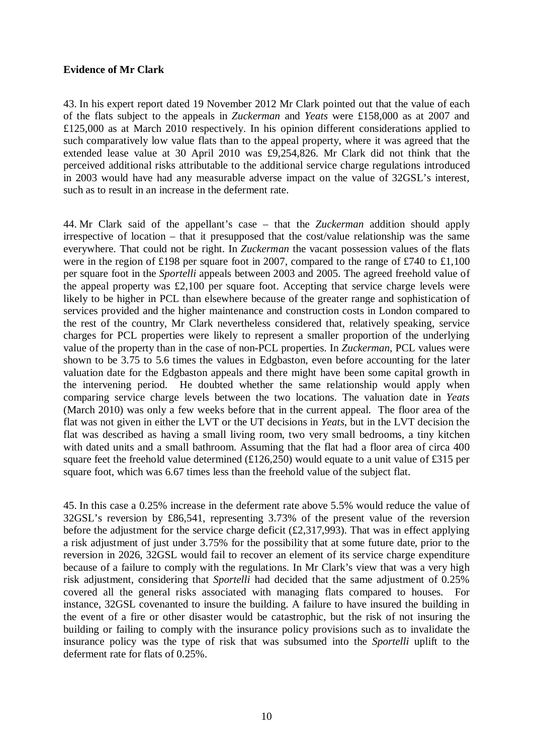**Evidence of Mr Clark**

43. In his expert report dated 19 November 2012 Mr Clark pointed out that the value of each of the flats subject to the appeals in *Zuckerman* and *Yeats* were £158,000 as at 2007 and £125,000 as at March 2010 respectively. In his opinion different considerations applied to such comparatively low value flats than to the appeal property, where it was agreed that the extended lease value at 30 April 2010 was £9,254,826. Mr Clark did not think that the perceived additional risks attributable to the additional service charge regulations introduced in 2003 would have had any measurable adverse impact on the value of 32GSL's interest, such as to result in an increase in the deferment rate.

44. Mr Clark said of the appellant's case – that the *Zuckerman* addition should apply irrespective of location – that it presupposed that the cost/value relationship was the same everywhere. That could not be right. In *Zuckerman* the vacant possession values of the flats were in the region of £198 per square foot in 2007, compared to the range of £740 to £1,100 per square foot in the *Sportelli* appeals between 2003 and 2005. The agreed freehold value of the appeal property was £2,100 per square foot. Accepting that service charge levels were likely to be higher in PCL than elsewhere because of the greater range and sophistication of services provided and the higher maintenance and construction costs in London compared to the rest of the country, Mr Clark nevertheless considered that, relatively speaking, service charges for PCL properties were likely to represent a smaller proportion of the underlying value of the property than in the case of non-PCL properties. In *Zuckerman*, PCL values were shown to be 3.75 to 5.6 times the values in Edgbaston, even before accounting for the later valuation date for the Edgbaston appeals and there might have been some capital growth in the intervening period. He doubted whether the same relationship would apply when comparing service charge levels between the two locations. The valuation date in *Yeats* (March 2010) was only a few weeks before that in the current appeal. The floor area of the flat was not given in either the LVT or the UT decisions in *Yeats*, but in the LVT decision the flat was described as having a small living room, two very small bedrooms, a tiny kitchen with dated units and a small bathroom. Assuming that the flat had a floor area of circa 400 square feet the freehold value determined (£126,250) would equate to a unit value of £315 per square foot, which was 6.67 times less than the freehold value of the subject flat.

45. In this case a 0.25% increase in the deferment rate above 5.5% would reduce the value of 32GSL's reversion by £86,541, representing 3.73% of the present value of the reversion before the adjustment for the service charge deficit (£2,317,993). That was in effect applying a risk adjustment of just under 3.75% for the possibility that at some future date, prior to the reversion in 2026, 32GSL would fail to recover an element of its service charge expenditure because of a failure to comply with the regulations. In Mr Clark's view that was a very high risk adjustment, considering that *Sportelli* had decided that the same adjustment of 0.25% covered all the general risks associated with managing flats compared to houses. For instance, 32GSL covenanted to insure the building. A failure to have insured the building in the event of a fire or other disaster would be catastrophic, but the risk of not insuring the building or failing to comply with the insurance policy provisions such as to invalidate the insurance policy was the type of risk that was subsumed into the *Sportelli* uplift to the deferment rate for flats of 0.25%.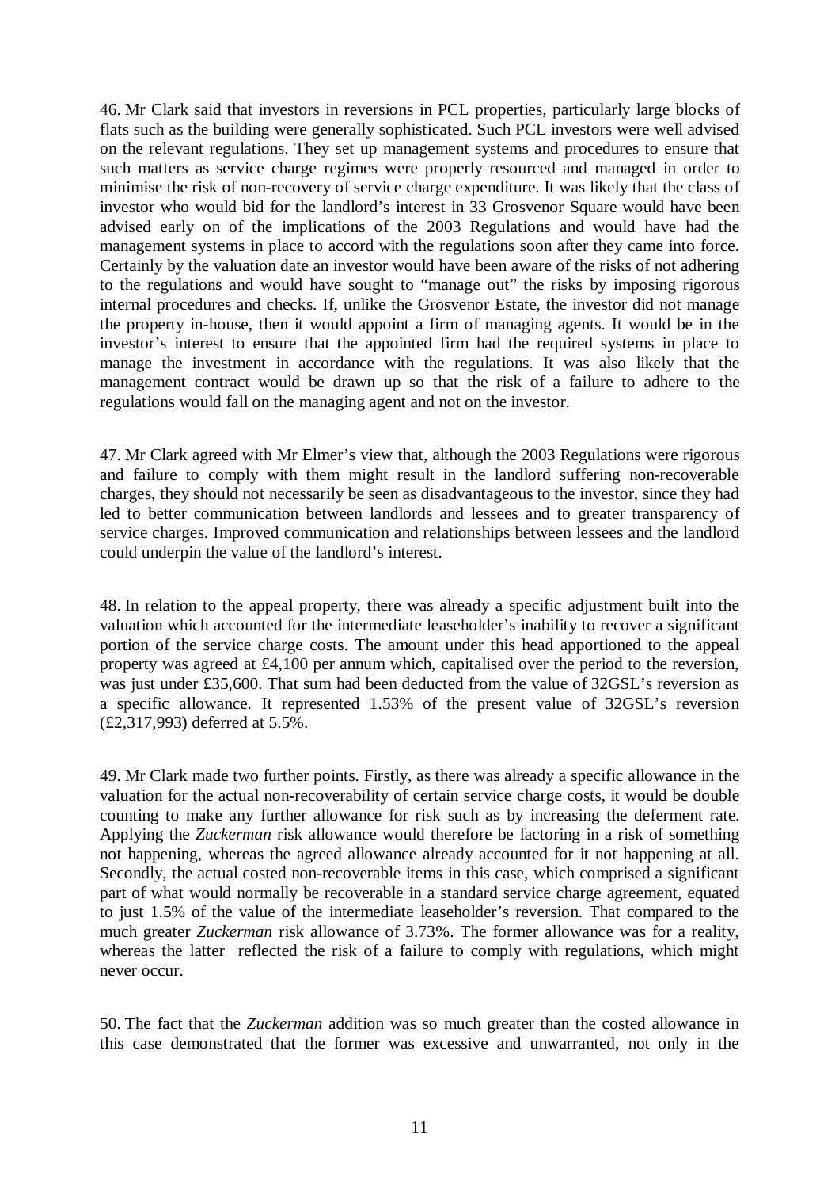46. Mr Clark said that investors in reversions in PCL properties, particularly large blocks of flats such as the building were generally sophisticated. Such PCL investors were well advised on the relevant regulations. They set up management systems and procedures to ensure that such matters as service charge regimes were properly resourced and managed in order to minimise the risk of non-recovery of service charge expenditure. It was likely that the class of investor who would bid for the landlord's interest in 33 Grosvenor Square would have been advised early on of the implications of the 2003 Regulations and would have had the management systems in place to accord with the regulations soon after they came into force. Certainly by the valuation date an investor would have been aware of the risks of not adhering to the regulations and would have sought to "manage out" the risks by imposing rigorous internal procedures and checks. If, unlike the Grosvenor Estate, the investor did not manage the property in-house, then it would appoint a firm of managing agents. It would be in the investor's interest to ensure that the appointed firm had the required systems in place to manage the investment in accordance with the regulations. It was also likely that the management contract would be drawn up so that the risk of a failure to adhere to the regulations would fall on the managing agent and not on the investor.

47. Mr Clark agreed with Mr Elmer's view that, although the 2003 Regulations were rigorous and failure to comply with them might result in the landlord suffering non-recoverable charges, they should not necessarily be seen as disadvantageous to the investor, since they had led to better communication between landlords and lessees and to greater transparency of service charges. Improved communication and relationships between lessees and the landlord could underpin the value of the landlord's interest.

48. In relation to the appeal property, there was already a specific adjustment built into the valuation which accounted for the intermediate leaseholder's inability to recover a significant portion of the service charge costs. The amount under this head apportioned to the appeal property was agreed at £4,100 per annum which, capitalised over the period to the reversion, was just under £35,600. That sum had been deducted from the value of 32GSL's reversion as a specific allowance. It represented 1.53% of the present value of 32GSL's reversion (£2,317,993) deferred at 5.5%.

49. Mr Clark made two further points. Firstly, as there was already a specific allowance in the valuation for the actual non-recoverability of certain service charge costs, it would be double counting to make any further allowance for risk such as by increasing the deferment rate. Applying the *Zuckerman* risk allowance would therefore be factoring in a risk of something not happening, whereas the agreed allowance already accounted for it not happening at all. Secondly, the actual costed non-recoverable items in this case, which comprised a significant part of what would normally be recoverable in a standard service charge agreement, equated to just 1.5% of the value of the intermediate leaseholder's reversion. That compared to the much greater *Zuckerman* risk allowance of 3.73%. The former allowance was for a reality, whereas the latter reflected the risk of a failure to comply with regulations, which might never occur.

50. The fact that the *Zuckerman* addition was so much greater than the costed allowance in this case demonstrated that the former was excessive and unwarranted, not only in the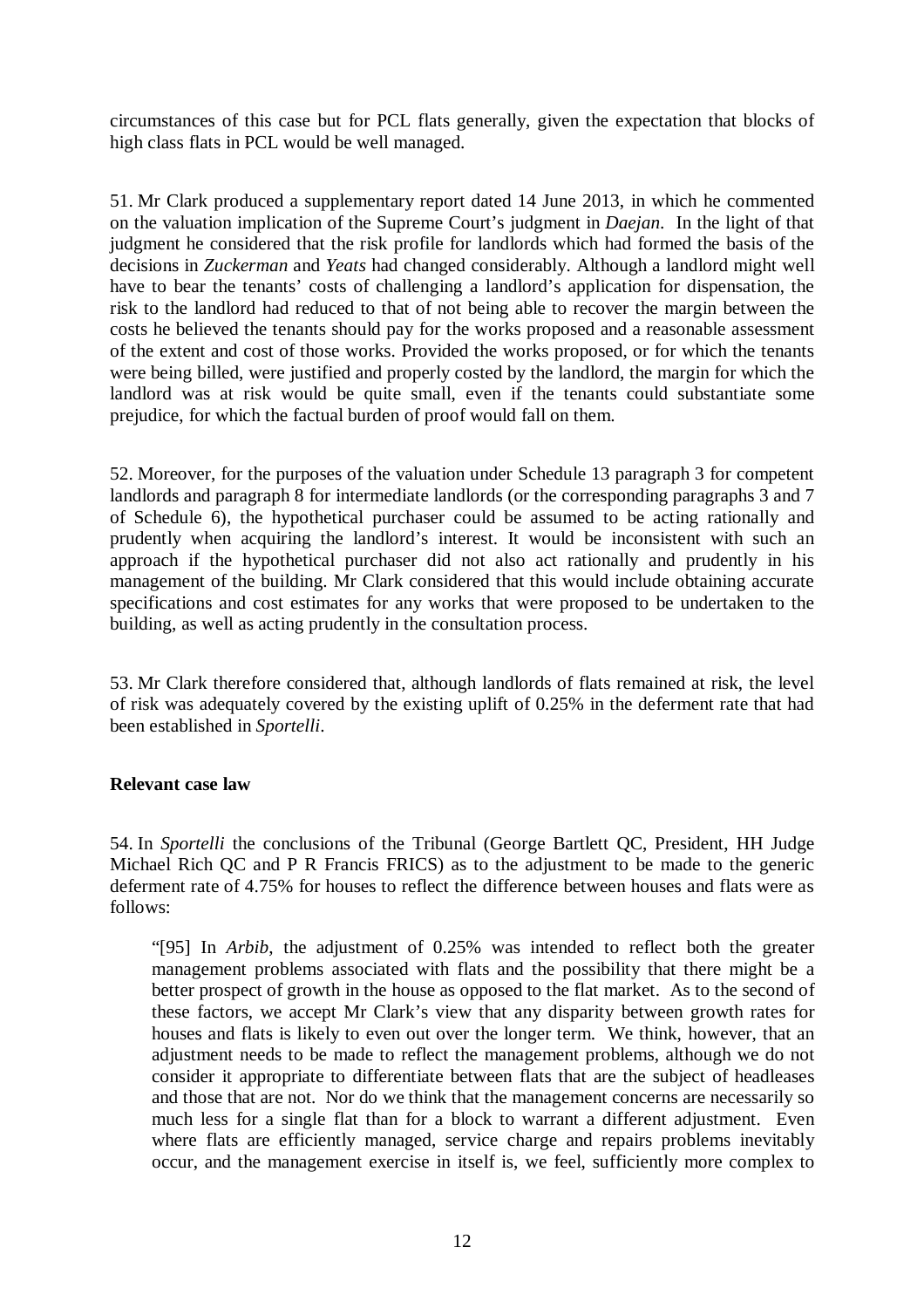circumstances of this case but for PCL flats generally, given the expectation that blocks of high class flats in PCL would be well managed.

51. Mr Clark produced a supplementary report dated 14 June 2013, in which he commented on the valuation implication of the Supreme Court's judgment in *Daejan*. In the light of that judgment he considered that the risk profile for landlords which had formed the basis of the decisions in *Zuckerman* and *Yeats* had changed considerably. Although a landlord might well have to bear the tenants' costs of challenging a landlord's application for dispensation, the risk to the landlord had reduced to that of not being able to recover the margin between the costs he believed the tenants should pay for the works proposed and a reasonable assessment of the extent and cost of those works. Provided the works proposed, or for which the tenants were being billed, were justified and properly costed by the landlord, the margin for which the landlord was at risk would be quite small, even if the tenants could substantiate some prejudice, for which the factual burden of proof would fall on them.

52. Moreover, for the purposes of the valuation under Schedule 13 paragraph 3 for competent landlords and paragraph 8 for intermediate landlords (or the corresponding paragraphs 3 and 7 of Schedule 6), the hypothetical purchaser could be assumed to be acting rationally and prudently when acquiring the landlord's interest. It would be inconsistent with such an approach if the hypothetical purchaser did not also act rationally and prudently in his management of the building. Mr Clark considered that this would include obtaining accurate specifications and cost estimates for any works that were proposed to be undertaken to the building, as well as acting prudently in the consultation process.

53. Mr Clark therefore considered that, although landlords of flats remained at risk, the level of risk was adequately covered by the existing uplift of 0.25% in the deferment rate that had been established in *Sportelli*.

**Relevant case law**

54. In *Sportelli* the conclusions of the Tribunal (George Bartlett QC, President, HH Judge Michael Rich QC and P R Francis FRICS) as to the adjustment to be made to the generic deferment rate of 4.75% for houses to reflect the difference between houses and flats were as follows:

> "[95] In *Arbib*, the adjustment of 0.25% was intended to reflect both the greater management problems associated with flats and the possibility that there might be a better prospect of growth in the house as opposed to the flat market. As to the second of these factors, we accept Mr Clark's view that any disparity between growth rates for houses and flats is likely to even out over the longer term. We think, however, that an adjustment needs to be made to reflect the management problems, although we do not consider it appropriate to differentiate between flats that are the subject of headleases and those that are not. Nor do we think that the management concerns are necessarily so much less for a single flat than for a block to warrant a different adjustment. Even where flats are efficiently managed, service charge and repairs problems inevitably occur, and the management exercise in itself is, we feel, sufficiently more complex to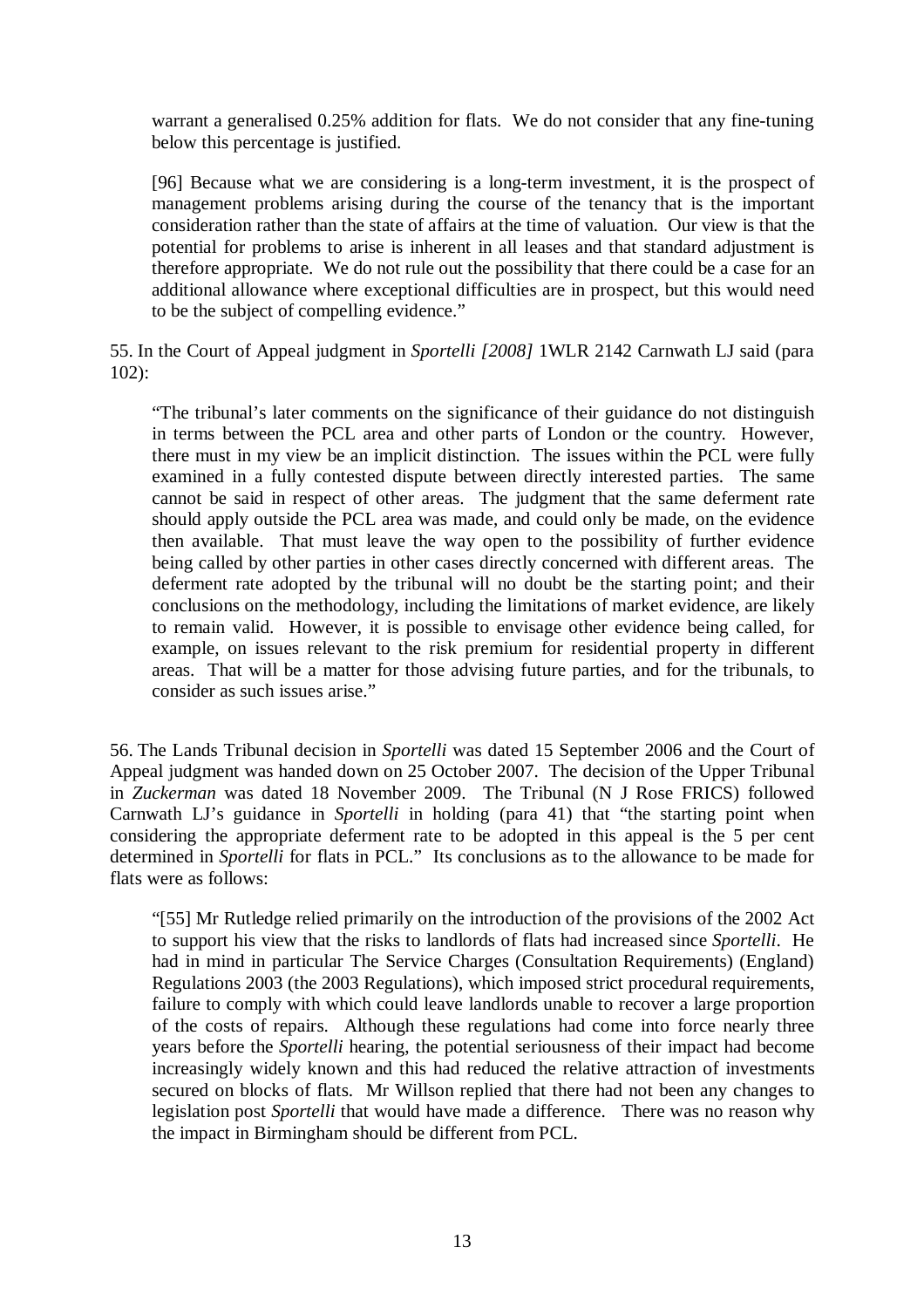> warrant a generalised 0.25% addition for flats. We do not consider that any fine-tuning below this percentage is justified.
>
> [96] Because what we are considering is a long-term investment, it is the prospect of management problems arising during the course of the tenancy that is the important consideration rather than the state of affairs at the time of valuation. Our view is that the potential for problems to arise is inherent in all leases and that standard adjustment is therefore appropriate. We do not rule out the possibility that there could be a case for an additional allowance where exceptional difficulties are in prospect, but this would need to be the subject of compelling evidence."

55. In the Court of Appeal judgment in *Sportelli [2008]* 1WLR 2142 Carnwath LJ said (para 102):

> "The tribunal's later comments on the significance of their guidance do not distinguish in terms between the PCL area and other parts of London or the country. However, there must in my view be an implicit distinction. The issues within the PCL were fully examined in a fully contested dispute between directly interested parties. The same cannot be said in respect of other areas. The judgment that the same deferment rate should apply outside the PCL area was made, and could only be made, on the evidence then available. That must leave the way open to the possibility of further evidence being called by other parties in other cases directly concerned with different areas. The deferment rate adopted by the tribunal will no doubt be the starting point; and their conclusions on the methodology, including the limitations of market evidence, are likely to remain valid. However, it is possible to envisage other evidence being called, for example, on issues relevant to the risk premium for residential property in different areas. That will be a matter for those advising future parties, and for the tribunals, to consider as such issues arise."

56. The Lands Tribunal decision in *Sportelli* was dated 15 September 2006 and the Court of Appeal judgment was handed down on 25 October 2007. The decision of the Upper Tribunal in *Zuckerman* was dated 18 November 2009. The Tribunal (N J Rose FRICS) followed Carnwath LJ's guidance in *Sportelli* in holding (para 41) that "the starting point when considering the appropriate deferment rate to be adopted in this appeal is the 5 per cent determined in *Sportelli* for flats in PCL." Its conclusions as to the allowance to be made for flats were as follows:

> "[55] Mr Rutledge relied primarily on the introduction of the provisions of the 2002 Act to support his view that the risks to landlords of flats had increased since *Sportelli*. He had in mind in particular The Service Charges (Consultation Requirements) (England) Regulations 2003 (the 2003 Regulations), which imposed strict procedural requirements, failure to comply with which could leave landlords unable to recover a large proportion of the costs of repairs. Although these regulations had come into force nearly three years before the *Sportelli* hearing, the potential seriousness of their impact had become increasingly widely known and this had reduced the relative attraction of investments secured on blocks of flats. Mr Willson replied that there had not been any changes to legislation post *Sportelli* that would have made a difference. There was no reason why the impact in Birmingham should be different from PCL.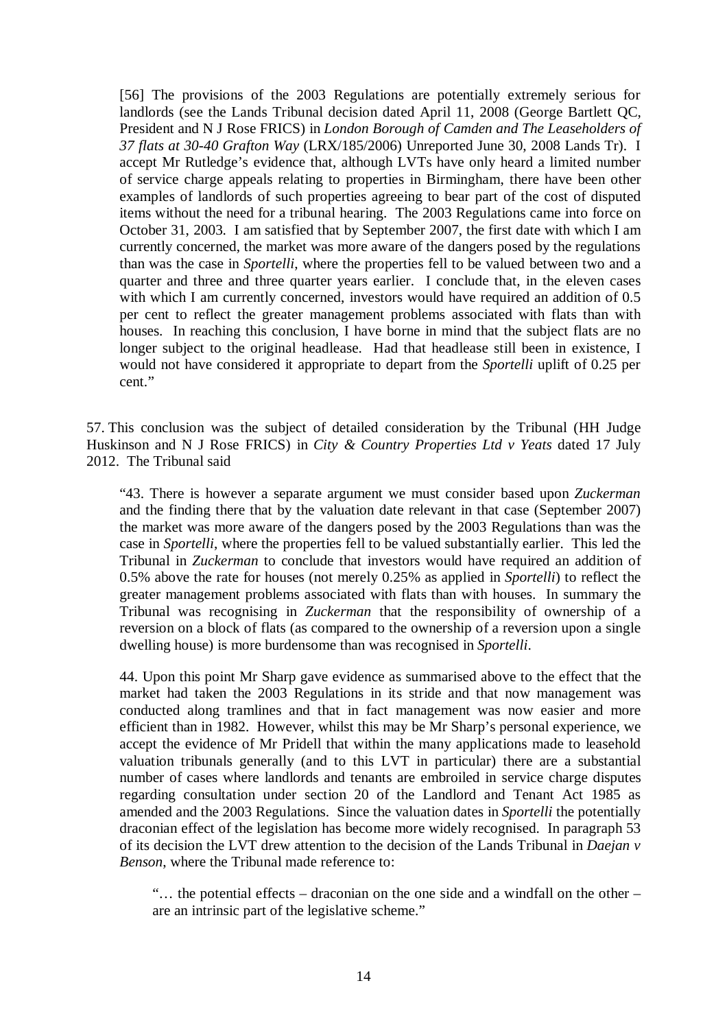> [56] The provisions of the 2003 Regulations are potentially extremely serious for landlords (see the Lands Tribunal decision dated April 11, 2008 (George Bartlett QC, President and N J Rose FRICS) in *London Borough of Camden and The Leaseholders of 37 flats at 30-40 Grafton Way* (LRX/185/2006) Unreported June 30, 2008 Lands Tr). I accept Mr Rutledge's evidence that, although LVTs have only heard a limited number of service charge appeals relating to properties in Birmingham, there have been other examples of landlords of such properties agreeing to bear part of the cost of disputed items without the need for a tribunal hearing. The 2003 Regulations came into force on October 31, 2003. I am satisfied that by September 2007, the first date with which I am currently concerned, the market was more aware of the dangers posed by the regulations than was the case in *Sportelli*, where the properties fell to be valued between two and a quarter and three and three quarter years earlier. I conclude that, in the eleven cases with which I am currently concerned, investors would have required an addition of 0.5 per cent to reflect the greater management problems associated with flats than with houses. In reaching this conclusion, I have borne in mind that the subject flats are no longer subject to the original headlease. Had that headlease still been in existence, I would not have considered it appropriate to depart from the *Sportelli* uplift of 0.25 per cent."

57. This conclusion was the subject of detailed consideration by the Tribunal (HH Judge Huskinson and N J Rose FRICS) in *City & Country Properties Ltd v Yeats* dated 17 July 2012. The Tribunal said

> "43. There is however a separate argument we must consider based upon *Zuckerman* and the finding there that by the valuation date relevant in that case (September 2007) the market was more aware of the dangers posed by the 2003 Regulations than was the case in *Sportelli*, where the properties fell to be valued substantially earlier. This led the Tribunal in *Zuckerman* to conclude that investors would have required an addition of 0.5% above the rate for houses (not merely 0.25% as applied in *Sportelli*) to reflect the greater management problems associated with flats than with houses. In summary the Tribunal was recognising in *Zuckerman* that the responsibility of ownership of a reversion on a block of flats (as compared to the ownership of a reversion upon a single dwelling house) is more burdensome than was recognised in *Sportelli*.
>
> 44. Upon this point Mr Sharp gave evidence as summarised above to the effect that the market had taken the 2003 Regulations in its stride and that now management was conducted along tramlines and that in fact management was now easier and more efficient than in 1982. However, whilst this may be Mr Sharp's personal experience, we accept the evidence of Mr Pridell that within the many applications made to leasehold valuation tribunals generally (and to this LVT in particular) there are a substantial number of cases where landlords and tenants are embroiled in service charge disputes regarding consultation under section 20 of the Landlord and Tenant Act 1985 as amended and the 2003 Regulations. Since the valuation dates in *Sportelli* the potentially draconian effect of the legislation has become more widely recognised. In paragraph 53 of its decision the LVT drew attention to the decision of the Lands Tribunal in *Daejan v Benson*, where the Tribunal made reference to:
>
> > "… the potential effects – draconian on the one side and a windfall on the other – are an intrinsic part of the legislative scheme."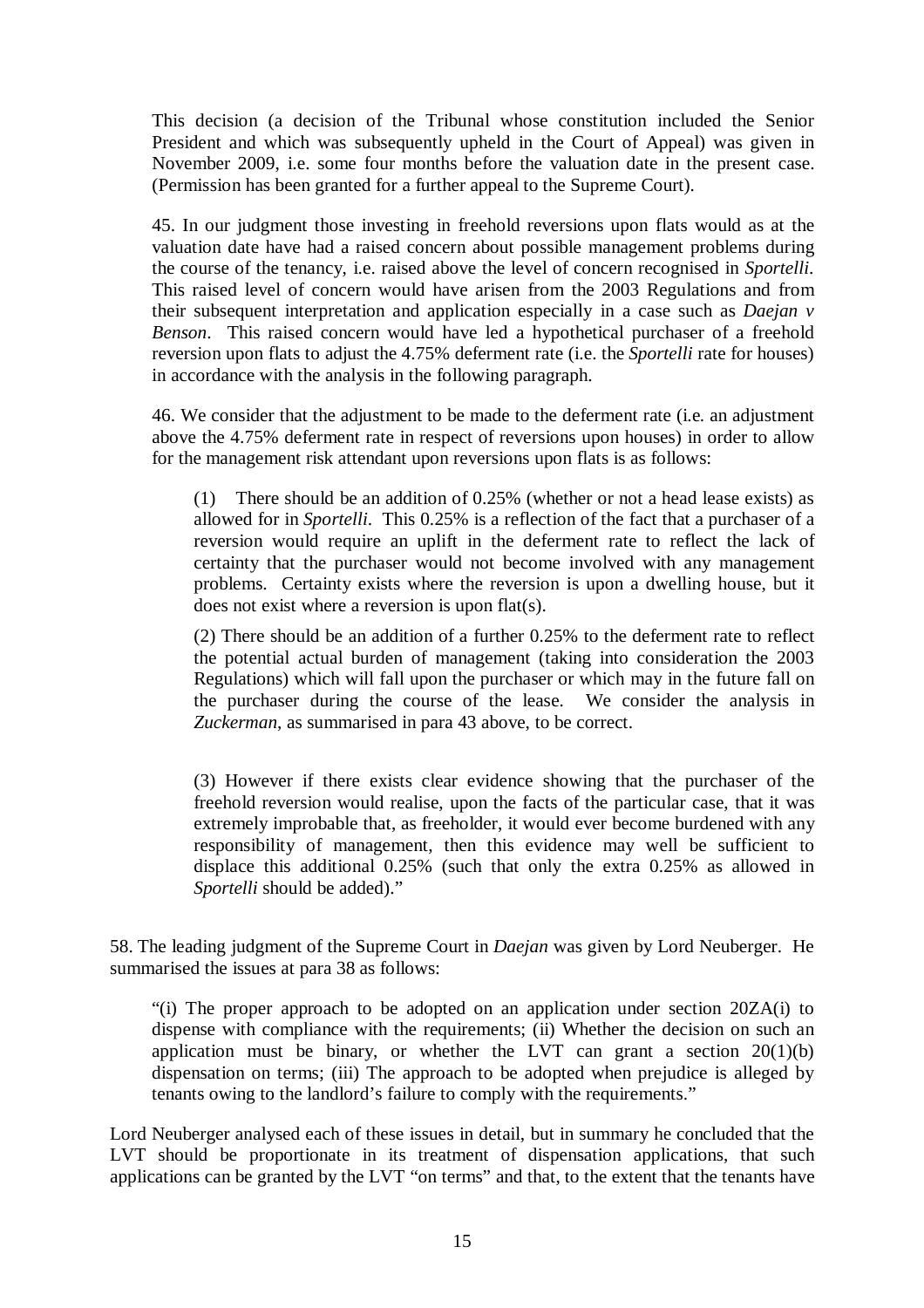This decision (a decision of the Tribunal whose constitution included the Senior President and which was subsequently upheld in the Court of Appeal) was given in November 2009, i.e. some four months before the valuation date in the present case. (Permission has been granted for a further appeal to the Supreme Court).

45. In our judgment those investing in freehold reversions upon flats would as at the valuation date have had a raised concern about possible management problems during the course of the tenancy, i.e. raised above the level of concern recognised in *Sportelli*. This raised level of concern would have arisen from the 2003 Regulations and from their subsequent interpretation and application especially in a case such as *Daejan v Benson*. This raised concern would have led a hypothetical purchaser of a freehold reversion upon flats to adjust the 4.75% deferment rate (i.e. the *Sportelli* rate for houses) in accordance with the analysis in the following paragraph.

46. We consider that the adjustment to be made to the deferment rate (i.e. an adjustment above the 4.75% deferment rate in respect of reversions upon houses) in order to allow for the management risk attendant upon reversions upon flats is as follows:

> (1) There should be an addition of 0.25% (whether or not a head lease exists) as allowed for in *Sportelli*. This 0.25% is a reflection of the fact that a purchaser of a reversion would require an uplift in the deferment rate to reflect the lack of certainty that the purchaser would not become involved with any management problems. Certainty exists where the reversion is upon a dwelling house, but it does not exist where a reversion is upon flat(s).
>
> (2) There should be an addition of a further 0.25% to the deferment rate to reflect the potential actual burden of management (taking into consideration the 2003 Regulations) which will fall upon the purchaser or which may in the future fall on the purchaser during the course of the lease. We consider the analysis in *Zuckerman*, as summarised in para 43 above, to be correct.
>
> (3) However if there exists clear evidence showing that the purchaser of the freehold reversion would realise, upon the facts of the particular case, that it was extremely improbable that, as freeholder, it would ever become burdened with any responsibility of management, then this evidence may well be sufficient to displace this additional 0.25% (such that only the extra 0.25% as allowed in *Sportelli* should be added)."

58. The leading judgment of the Supreme Court in *Daejan* was given by Lord Neuberger. He summarised the issues at para 38 as follows:

> "(i) The proper approach to be adopted on an application under section 20ZA(i) to dispense with compliance with the requirements; (ii) Whether the decision on such an application must be binary, or whether the LVT can grant a section 20(1)(b) dispensation on terms; (iii) The approach to be adopted when prejudice is alleged by tenants owing to the landlord's failure to comply with the requirements."

Lord Neuberger analysed each of these issues in detail, but in summary he concluded that the LVT should be proportionate in its treatment of dispensation applications, that such applications can be granted by the LVT "on terms" and that, to the extent that the tenants have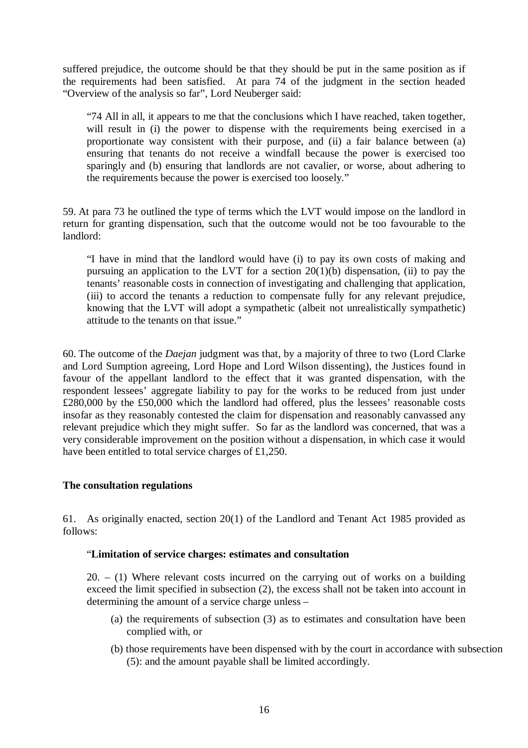suffered prejudice, the outcome should be that they should be put in the same position as if the requirements had been satisfied. At para 74 of the judgment in the section headed "Overview of the analysis so far", Lord Neuberger said:

> "74 All in all, it appears to me that the conclusions which I have reached, taken together, will result in (i) the power to dispense with the requirements being exercised in a proportionate way consistent with their purpose, and (ii) a fair balance between (a) ensuring that tenants do not receive a windfall because the power is exercised too sparingly and (b) ensuring that landlords are not cavalier, or worse, about adhering to the requirements because the power is exercised too loosely."

59. At para 73 he outlined the type of terms which the LVT would impose on the landlord in return for granting dispensation, such that the outcome would not be too favourable to the landlord:

> "I have in mind that the landlord would have (i) to pay its own costs of making and pursuing an application to the LVT for a section 20(1)(b) dispensation, (ii) to pay the tenants' reasonable costs in connection of investigating and challenging that application, (iii) to accord the tenants a reduction to compensate fully for any relevant prejudice, knowing that the LVT will adopt a sympathetic (albeit not unrealistically sympathetic) attitude to the tenants on that issue."

60. The outcome of the *Daejan* judgment was that, by a majority of three to two (Lord Clarke and Lord Sumption agreeing, Lord Hope and Lord Wilson dissenting), the Justices found in favour of the appellant landlord to the effect that it was granted dispensation, with the respondent lessees' aggregate liability to pay for the works to be reduced from just under £280,000 by the £50,000 which the landlord had offered, plus the lessees' reasonable costs insofar as they reasonably contested the claim for dispensation and reasonably canvassed any relevant prejudice which they might suffer. So far as the landlord was concerned, that was a very considerable improvement on the position without a dispensation, in which case it would have been entitled to total service charges of £1,250.

**The consultation regulations**

61. As originally enacted, section 20(1) of the Landlord and Tenant Act 1985 provided as follows:

> "**Limitation of service charges: estimates and consultation**
>
> 20. – (1) Where relevant costs incurred on the carrying out of works on a building exceed the limit specified in subsection (2), the excess shall not be taken into account in determining the amount of a service charge unless –
>
> (a) the requirements of subsection (3) as to estimates and consultation have been complied with, or
>
> (b) those requirements have been dispensed with by the court in accordance with subsection (5): and the amount payable shall be limited accordingly.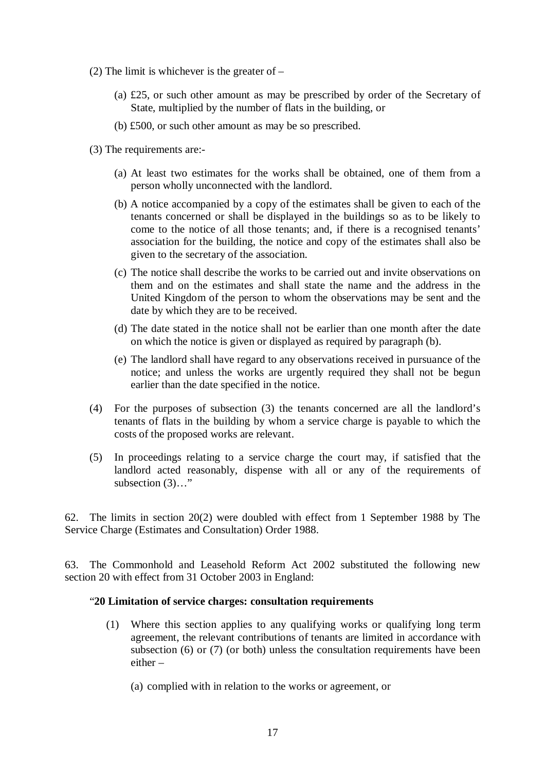(2) The limit is whichever is the greater of –

> (a) £25, or such other amount as may be prescribed by order of the Secretary of State, multiplied by the number of flats in the building, or
>
> (b) £500, or such other amount as may be so prescribed.

(3) The requirements are:-

> (a) At least two estimates for the works shall be obtained, one of them from a person wholly unconnected with the landlord.
>
> (b) A notice accompanied by a copy of the estimates shall be given to each of the tenants concerned or shall be displayed in the buildings so as to be likely to come to the notice of all those tenants; and, if there is a recognised tenants' association for the building, the notice and copy of the estimates shall also be given to the secretary of the association.
>
> (c) The notice shall describe the works to be carried out and invite observations on them and on the estimates and shall state the name and the address in the United Kingdom of the person to whom the observations may be sent and the date by which they are to be received.
>
> (d) The date stated in the notice shall not be earlier than one month after the date on which the notice is given or displayed as required by paragraph (b).
>
> (e) The landlord shall have regard to any observations received in pursuance of the notice; and unless the works are urgently required they shall not be begun earlier than the date specified in the notice.

(4) For the purposes of subsection (3) the tenants concerned are all the landlord's tenants of flats in the building by whom a service charge is payable to which the costs of the proposed works are relevant.

(5) In proceedings relating to a service charge the court may, if satisfied that the landlord acted reasonably, dispense with all or any of the requirements of subsection (3)…"

62. The limits in section 20(2) were doubled with effect from 1 September 1988 by The Service Charge (Estimates and Consultation) Order 1988.

63. The Commonhold and Leasehold Reform Act 2002 substituted the following new section 20 with effect from 31 October 2003 in England:

"**20 Limitation of service charges: consultation requirements**

> (1) Where this section applies to any qualifying works or qualifying long term agreement, the relevant contributions of tenants are limited in accordance with subsection (6) or (7) (or both) unless the consultation requirements have been either –
>
> > (a) complied with in relation to the works or agreement, or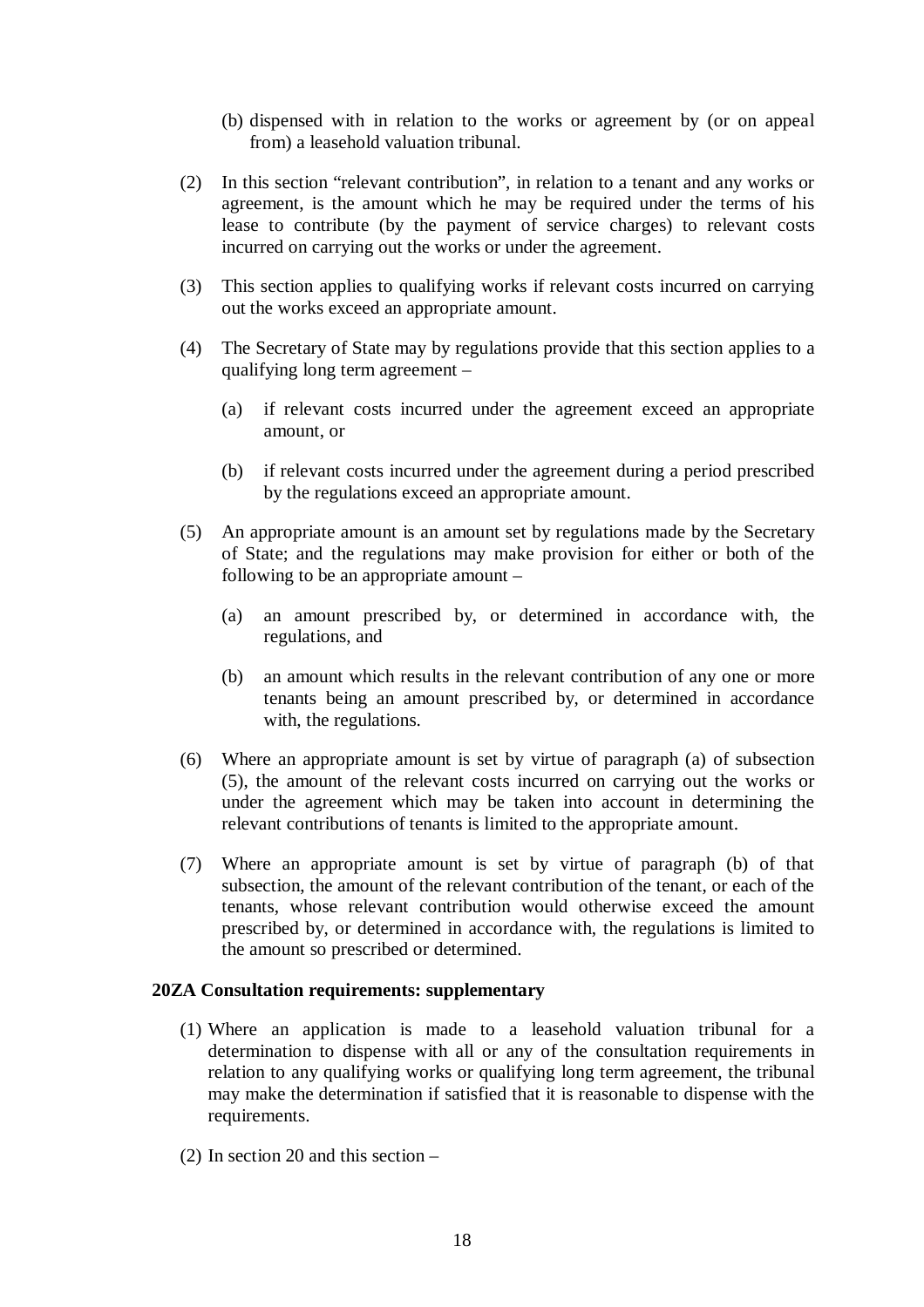(b) dispensed with in relation to the works or agreement by (or on appeal from) a leasehold valuation tribunal.

(2) In this section "relevant contribution", in relation to a tenant and any works or agreement, is the amount which he may be required under the terms of his lease to contribute (by the payment of service charges) to relevant costs incurred on carrying out the works or under the agreement.

(3) This section applies to qualifying works if relevant costs incurred on carrying out the works exceed an appropriate amount.

(4) The Secretary of State may by regulations provide that this section applies to a qualifying long term agreement –

(a) if relevant costs incurred under the agreement exceed an appropriate amount, or

(b) if relevant costs incurred under the agreement during a period prescribed by the regulations exceed an appropriate amount.

(5) An appropriate amount is an amount set by regulations made by the Secretary of State; and the regulations may make provision for either or both of the following to be an appropriate amount –

(a) an amount prescribed by, or determined in accordance with, the regulations, and

(b) an amount which results in the relevant contribution of any one or more tenants being an amount prescribed by, or determined in accordance with, the regulations.

(6) Where an appropriate amount is set by virtue of paragraph (a) of subsection (5), the amount of the relevant costs incurred on carrying out the works or under the agreement which may be taken into account in determining the relevant contributions of tenants is limited to the appropriate amount.

(7) Where an appropriate amount is set by virtue of paragraph (b) of that subsection, the amount of the relevant contribution of the tenant, or each of the tenants, whose relevant contribution would otherwise exceed the amount prescribed by, or determined in accordance with, the regulations is limited to the amount so prescribed or determined.

**20ZA Consultation requirements: supplementary**

(1) Where an application is made to a leasehold valuation tribunal for a determination to dispense with all or any of the consultation requirements in relation to any qualifying works or qualifying long term agreement, the tribunal may make the determination if satisfied that it is reasonable to dispense with the requirements.

(2) In section 20 and this section –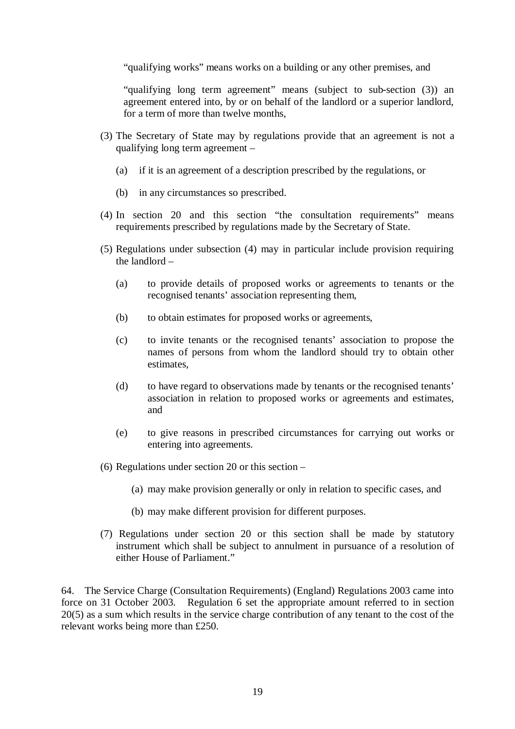"qualifying works" means works on a building or any other premises, and

"qualifying long term agreement" means (subject to sub-section (3)) an agreement entered into, by or on behalf of the landlord or a superior landlord, for a term of more than twelve months,

(3) The Secretary of State may by regulations provide that an agreement is not a qualifying long term agreement –

(a) if it is an agreement of a description prescribed by the regulations, or

(b) in any circumstances so prescribed.

(4) In section 20 and this section "the consultation requirements" means requirements prescribed by regulations made by the Secretary of State.

(5) Regulations under subsection (4) may in particular include provision requiring the landlord –

(a) to provide details of proposed works or agreements to tenants or the recognised tenants' association representing them,

(b) to obtain estimates for proposed works or agreements,

(c) to invite tenants or the recognised tenants' association to propose the names of persons from whom the landlord should try to obtain other estimates,

(d) to have regard to observations made by tenants or the recognised tenants' association in relation to proposed works or agreements and estimates, and

(e) to give reasons in prescribed circumstances for carrying out works or entering into agreements.

(6) Regulations under section 20 or this section –

(a) may make provision generally or only in relation to specific cases, and

(b) may make different provision for different purposes.

(7) Regulations under section 20 or this section shall be made by statutory instrument which shall be subject to annulment in pursuance of a resolution of either House of Parliament."

64. The Service Charge (Consultation Requirements) (England) Regulations 2003 came into force on 31 October 2003. Regulation 6 set the appropriate amount referred to in section 20(5) as a sum which results in the service charge contribution of any tenant to the cost of the relevant works being more than £250.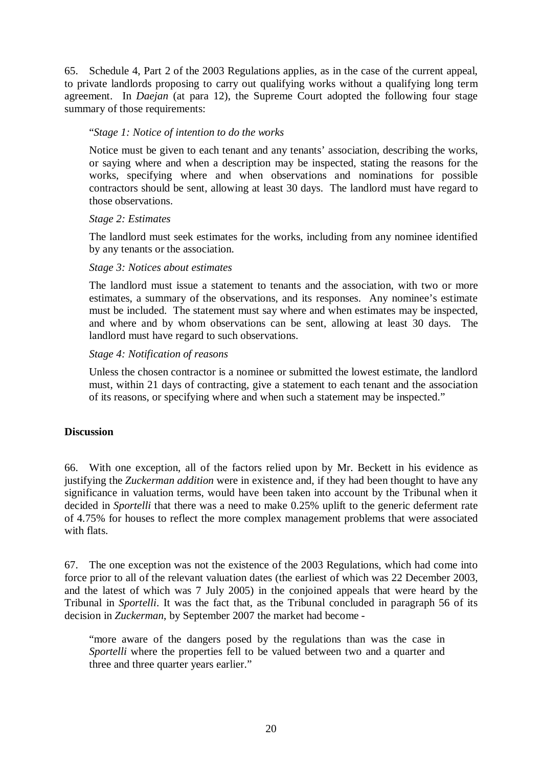65. Schedule 4, Part 2 of the 2003 Regulations applies, as in the case of the current appeal, to private landlords proposing to carry out qualifying works without a qualifying long term agreement. In *Daejan* (at para 12), the Supreme Court adopted the following four stage summary of those requirements:

> "*Stage 1: Notice of intention to do the works*
>
> Notice must be given to each tenant and any tenants' association, describing the works, or saying where and when a description may be inspected, stating the reasons for the works, specifying where and when observations and nominations for possible contractors should be sent, allowing at least 30 days. The landlord must have regard to those observations.
>
> *Stage 2: Estimates*
>
> The landlord must seek estimates for the works, including from any nominee identified by any tenants or the association.
>
> *Stage 3: Notices about estimates*
>
> The landlord must issue a statement to tenants and the association, with two or more estimates, a summary of the observations, and its responses. Any nominee's estimate must be included. The statement must say where and when estimates may be inspected, and where and by whom observations can be sent, allowing at least 30 days. The landlord must have regard to such observations.
>
> *Stage 4: Notification of reasons*
>
> Unless the chosen contractor is a nominee or submitted the lowest estimate, the landlord must, within 21 days of contracting, give a statement to each tenant and the association of its reasons, or specifying where and when such a statement may be inspected."

**Discussion**

66. With one exception, all of the factors relied upon by Mr. Beckett in his evidence as justifying the *Zuckerman addition* were in existence and, if they had been thought to have any significance in valuation terms, would have been taken into account by the Tribunal when it decided in *Sportelli* that there was a need to make 0.25% uplift to the generic deferment rate of 4.75% for houses to reflect the more complex management problems that were associated with flats.

67. The one exception was not the existence of the 2003 Regulations, which had come into force prior to all of the relevant valuation dates (the earliest of which was 22 December 2003, and the latest of which was 7 July 2005) in the conjoined appeals that were heard by the Tribunal in *Sportelli*. It was the fact that, as the Tribunal concluded in paragraph 56 of its decision in *Zuckerman*, by September 2007 the market had become -

> "more aware of the dangers posed by the regulations than was the case in *Sportelli* where the properties fell to be valued between two and a quarter and three and three quarter years earlier."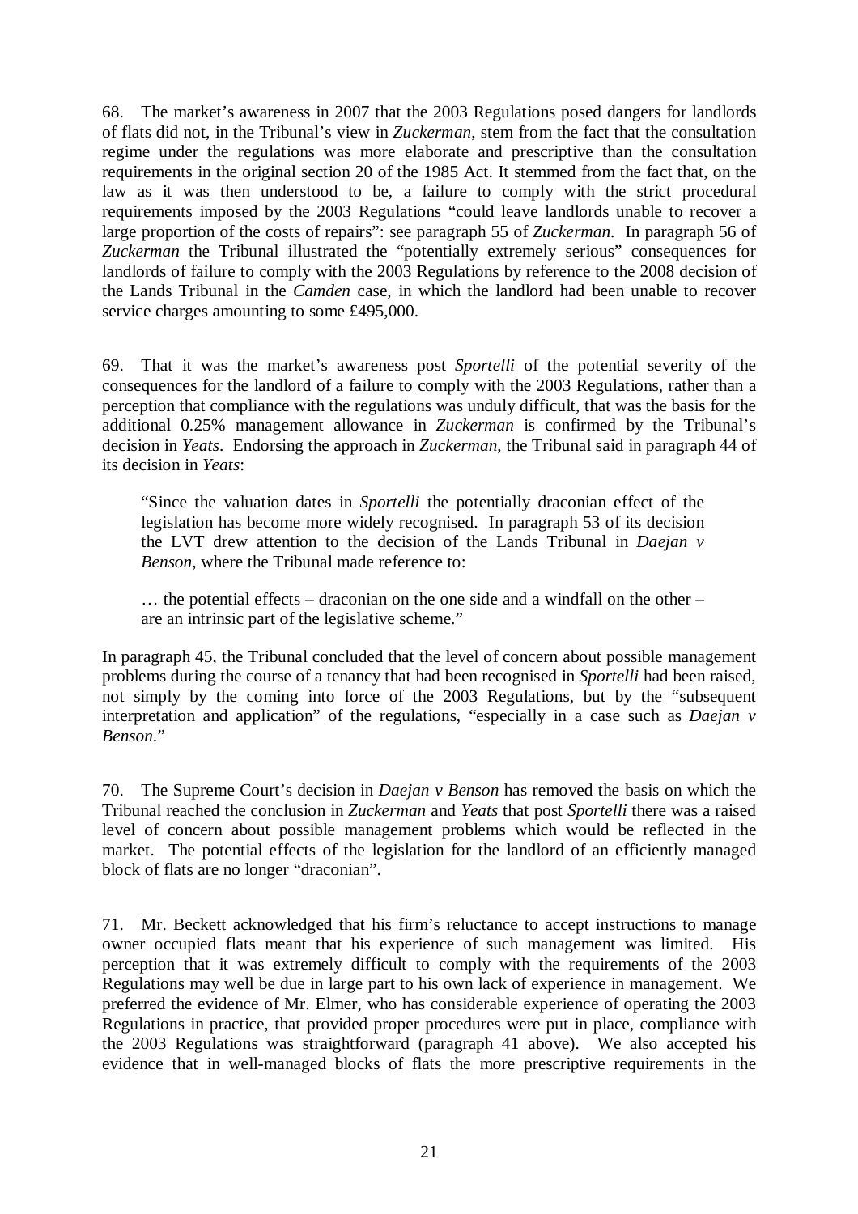68. The market's awareness in 2007 that the 2003 Regulations posed dangers for landlords of flats did not, in the Tribunal's view in *Zuckerman*, stem from the fact that the consultation regime under the regulations was more elaborate and prescriptive than the consultation requirements in the original section 20 of the 1985 Act. It stemmed from the fact that, on the law as it was then understood to be, a failure to comply with the strict procedural requirements imposed by the 2003 Regulations "could leave landlords unable to recover a large proportion of the costs of repairs": see paragraph 55 of *Zuckerman*. In paragraph 56 of *Zuckerman* the Tribunal illustrated the "potentially extremely serious" consequences for landlords of failure to comply with the 2003 Regulations by reference to the 2008 decision of the Lands Tribunal in the *Camden* case, in which the landlord had been unable to recover service charges amounting to some £495,000.

69. That it was the market's awareness post *Sportelli* of the potential severity of the consequences for the landlord of a failure to comply with the 2003 Regulations, rather than a perception that compliance with the regulations was unduly difficult, that was the basis for the additional 0.25% management allowance in *Zuckerman* is confirmed by the Tribunal's decision in *Yeats*. Endorsing the approach in *Zuckerman,* the Tribunal said in paragraph 44 of its decision in *Yeats*:

> "Since the valuation dates in *Sportelli* the potentially draconian effect of the legislation has become more widely recognised. In paragraph 53 of its decision the LVT drew attention to the decision of the Lands Tribunal in *Daejan v Benson*, where the Tribunal made reference to:
>
> … the potential effects – draconian on the one side and a windfall on the other – are an intrinsic part of the legislative scheme."

In paragraph 45, the Tribunal concluded that the level of concern about possible management problems during the course of a tenancy that had been recognised in *Sportelli* had been raised, not simply by the coming into force of the 2003 Regulations, but by the "subsequent interpretation and application" of the regulations, "especially in a case such as *Daejan v Benson*."

70. The Supreme Court's decision in *Daejan v Benson* has removed the basis on which the Tribunal reached the conclusion in *Zuckerman* and *Yeats* that post *Sportelli* there was a raised level of concern about possible management problems which would be reflected in the market. The potential effects of the legislation for the landlord of an efficiently managed block of flats are no longer "draconian".

71. Mr. Beckett acknowledged that his firm's reluctance to accept instructions to manage owner occupied flats meant that his experience of such management was limited. His perception that it was extremely difficult to comply with the requirements of the 2003 Regulations may well be due in large part to his own lack of experience in management. We preferred the evidence of Mr. Elmer, who has considerable experience of operating the 2003 Regulations in practice, that provided proper procedures were put in place, compliance with the 2003 Regulations was straightforward (paragraph 41 above). We also accepted his evidence that in well-managed blocks of flats the more prescriptive requirements in the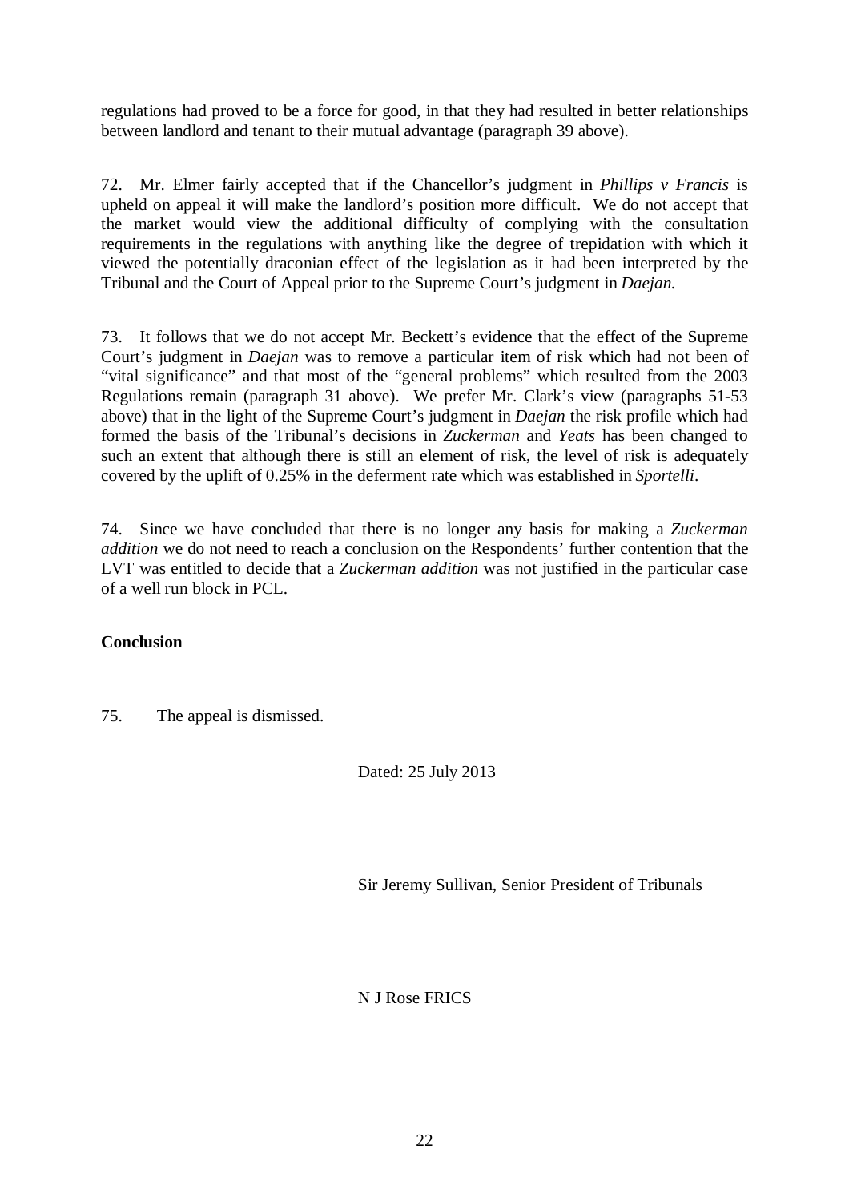regulations had proved to be a force for good, in that they had resulted in better relationships between landlord and tenant to their mutual advantage (paragraph 39 above).

72. Mr. Elmer fairly accepted that if the Chancellor's judgment in *Phillips v Francis* is upheld on appeal it will make the landlord's position more difficult. We do not accept that the market would view the additional difficulty of complying with the consultation requirements in the regulations with anything like the degree of trepidation with which it viewed the potentially draconian effect of the legislation as it had been interpreted by the Tribunal and the Court of Appeal prior to the Supreme Court's judgment in *Daejan.*

73. It follows that we do not accept Mr. Beckett's evidence that the effect of the Supreme Court's judgment in *Daejan* was to remove a particular item of risk which had not been of "vital significance" and that most of the "general problems" which resulted from the 2003 Regulations remain (paragraph 31 above). We prefer Mr. Clark's view (paragraphs 51-53 above) that in the light of the Supreme Court's judgment in *Daejan* the risk profile which had formed the basis of the Tribunal's decisions in *Zuckerman* and *Yeats* has been changed to such an extent that although there is still an element of risk, the level of risk is adequately covered by the uplift of 0.25% in the deferment rate which was established in *Sportelli*.

74. Since we have concluded that there is no longer any basis for making a *Zuckerman addition* we do not need to reach a conclusion on the Respondents' further contention that the LVT was entitled to decide that a *Zuckerman addition* was not justified in the particular case of a well run block in PCL.

**Conclusion**

75. The appeal is dismissed.

Dated: 25 July 2013

Sir Jeremy Sullivan, Senior President of Tribunals

N J Rose FRICS